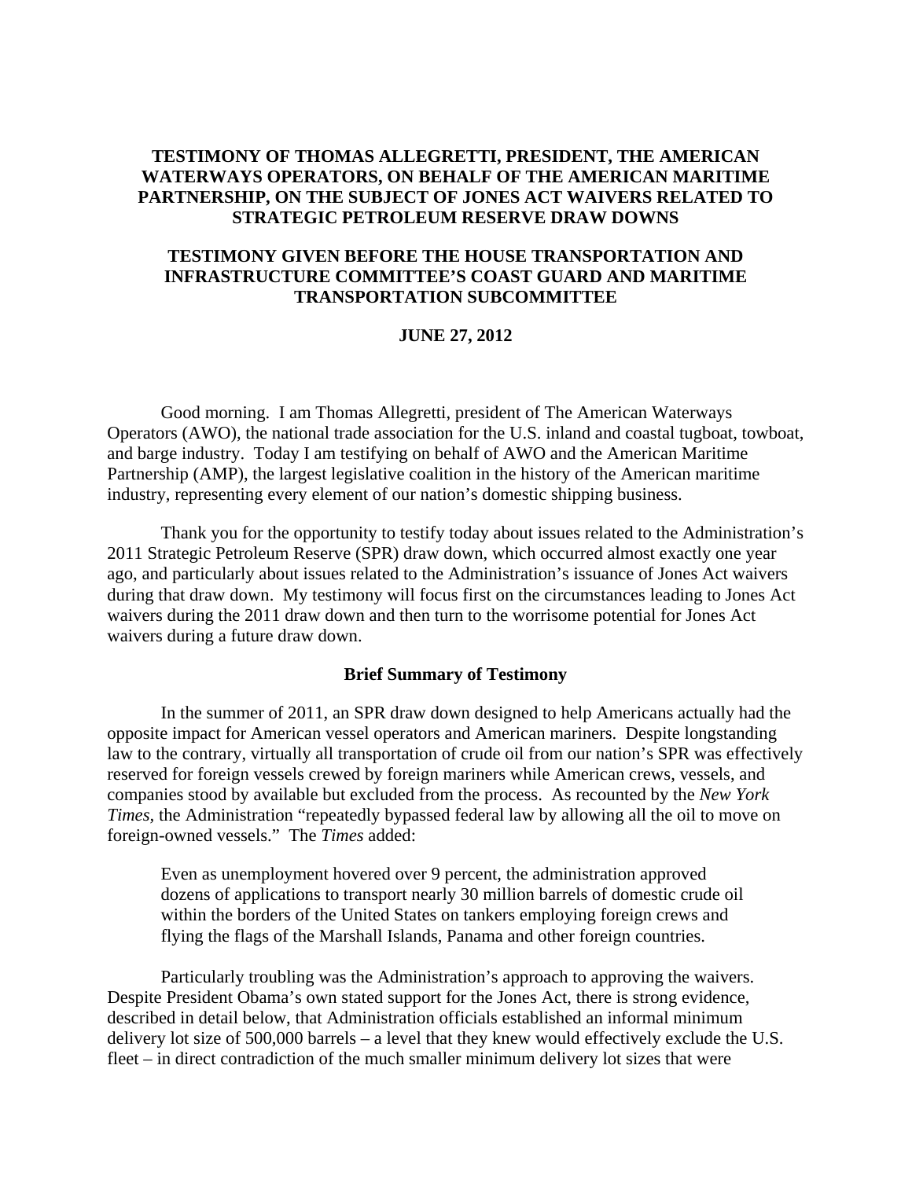# TESTIMONY OF THOMAS ALLEGRETTI, PRESIDENT, THE AMERICAN WATERWAYS OPERATORS, ON BEHALF OF THE AMERICAN MARITIME PARTNERSHIP, ON THE SUBJECT OF JONES ACT WAIVERS RELATED TO STRATEGIC PETROLEUM RESERVE DRAW DOWNS

## TESTIMONY GIVEN BEFORE THE HOUSE TRANSPORTATION AND INFRASTRUCTURE COMMITTEE'S COAST GUARD AND MARITIME TRANSPORTATION SUBCOMMITTEE

**JUNE 27, 2012**

Good morning. I am Thomas Allegretti, president of The American Waterways Operators (AWO), the national trade association for the U.S. inland and coastal tugboat, towboat, and barge industry. Today I am testifying on behalf of AWO and the American Maritime Partnership (AMP), the largest legislative coalition in the history of the American maritime industry, representing every element of our nation's domestic shipping business.

Thank you for the opportunity to testify today about issues related to the Administration's 2011 Strategic Petroleum Reserve (SPR) draw down, which occurred almost exactly one year ago, and particularly about issues related to the Administration's issuance of Jones Act waivers during that draw down. My testimony will focus first on the circumstances leading to Jones Act waivers during the 2011 draw down and then turn to the worrisome potential for Jones Act waivers during a future draw down.

### Brief Summary of Testimony

In the summer of 2011, an SPR draw down designed to help Americans actually had the opposite impact for American vessel operators and American mariners. Despite longstanding law to the contrary, virtually all transportation of crude oil from our nation's SPR was effectively reserved for foreign vessels crewed by foreign mariners while American crews, vessels, and companies stood by available but excluded from the process. As recounted by the *New York Times*, the Administration "repeatedly bypassed federal law by allowing all the oil to move on foreign-owned vessels." The *Times* added:

> Even as unemployment hovered over 9 percent, the administration approved dozens of applications to transport nearly 30 million barrels of domestic crude oil within the borders of the United States on tankers employing foreign crews and flying the flags of the Marshall Islands, Panama and other foreign countries.

Particularly troubling was the Administration's approach to approving the waivers. Despite President Obama's own stated support for the Jones Act, there is strong evidence, described in detail below, that Administration officials established an informal minimum delivery lot size of 500,000 barrels – a level that they knew would effectively exclude the U.S. fleet – in direct contradiction of the much smaller minimum delivery lot sizes that were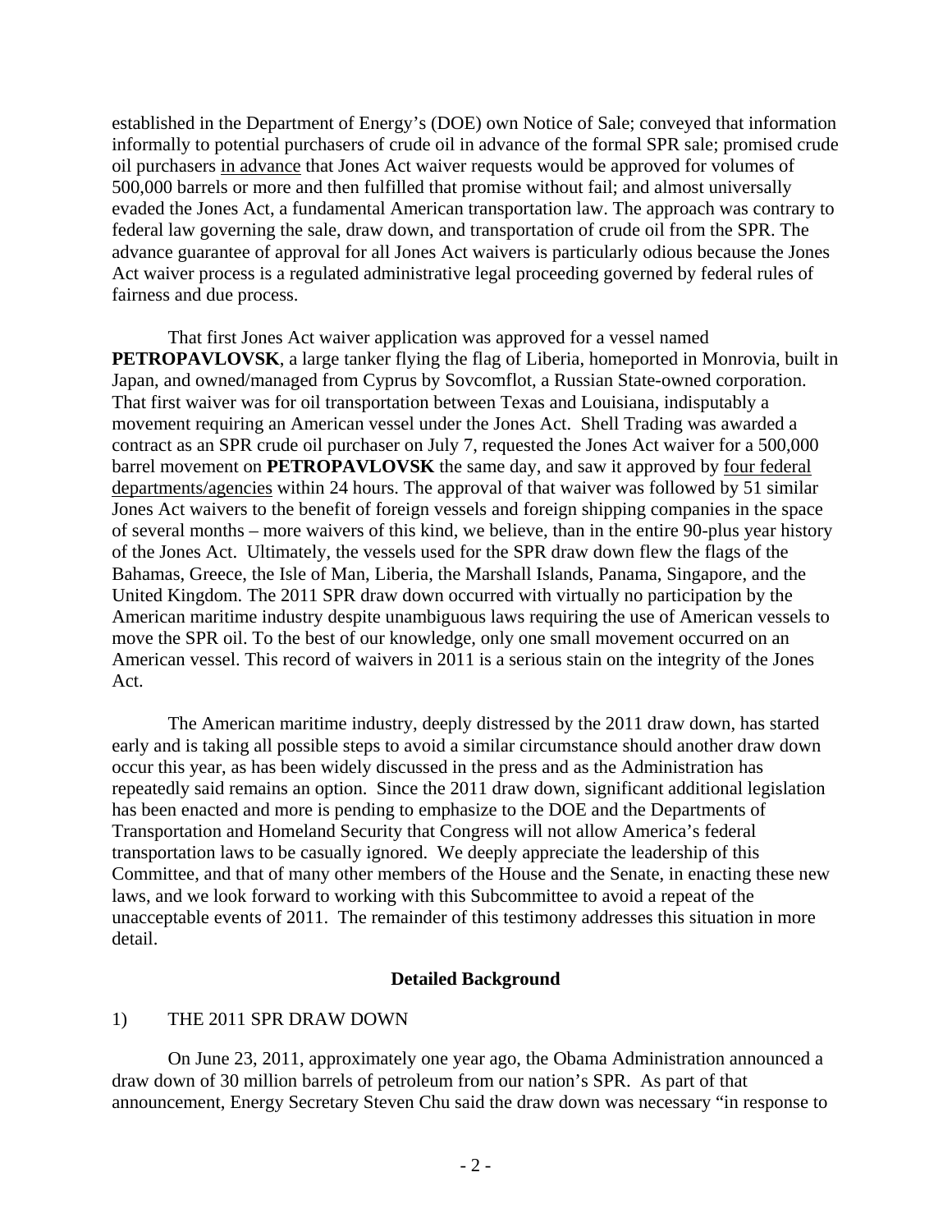established in the Department of Energy's (DOE) own Notice of Sale; conveyed that information informally to potential purchasers of crude oil in advance of the formal SPR sale; promised crude oil purchasers <u>in advance</u> that Jones Act waiver requests would be approved for volumes of 500,000 barrels or more and then fulfilled that promise without fail; and almost universally evaded the Jones Act, a fundamental American transportation law. The approach was contrary to federal law governing the sale, draw down, and transportation of crude oil from the SPR. The advance guarantee of approval for all Jones Act waivers is particularly odious because the Jones Act waiver process is a regulated administrative legal proceeding governed by federal rules of fairness and due process.

That first Jones Act waiver application was approved for a vessel named **PETROPAVLOVSK**, a large tanker flying the flag of Liberia, homeported in Monrovia, built in Japan, and owned/managed from Cyprus by Sovcomflot, a Russian State-owned corporation. That first waiver was for oil transportation between Texas and Louisiana, indisputably a movement requiring an American vessel under the Jones Act. Shell Trading was awarded a contract as an SPR crude oil purchaser on July 7, requested the Jones Act waiver for a 500,000 barrel movement on **PETROPAVLOVSK** the same day, and saw it approved by <u>four federal departments/agencies</u> within 24 hours. The approval of that waiver was followed by 51 similar Jones Act waivers to the benefit of foreign vessels and foreign shipping companies in the space of several months – more waivers of this kind, we believe, than in the entire 90-plus year history of the Jones Act. Ultimately, the vessels used for the SPR draw down flew the flags of the Bahamas, Greece, the Isle of Man, Liberia, the Marshall Islands, Panama, Singapore, and the United Kingdom. The 2011 SPR draw down occurred with virtually no participation by the American maritime industry despite unambiguous laws requiring the use of American vessels to move the SPR oil. To the best of our knowledge, only one small movement occurred on an American vessel. This record of waivers in 2011 is a serious stain on the integrity of the Jones Act.

The American maritime industry, deeply distressed by the 2011 draw down, has started early and is taking all possible steps to avoid a similar circumstance should another draw down occur this year, as has been widely discussed in the press and as the Administration has repeatedly said remains an option. Since the 2011 draw down, significant additional legislation has been enacted and more is pending to emphasize to the DOE and the Departments of Transportation and Homeland Security that Congress will not allow America's federal transportation laws to be casually ignored. We deeply appreciate the leadership of this Committee, and that of many other members of the House and the Senate, in enacting these new laws, and we look forward to working with this Subcommittee to avoid a repeat of the unacceptable events of 2011. The remainder of this testimony addresses this situation in more detail.

## Detailed Background

### 1) THE 2011 SPR DRAW DOWN

On June 23, 2011, approximately one year ago, the Obama Administration announced a draw down of 30 million barrels of petroleum from our nation's SPR. As part of that announcement, Energy Secretary Steven Chu said the draw down was necessary "in response to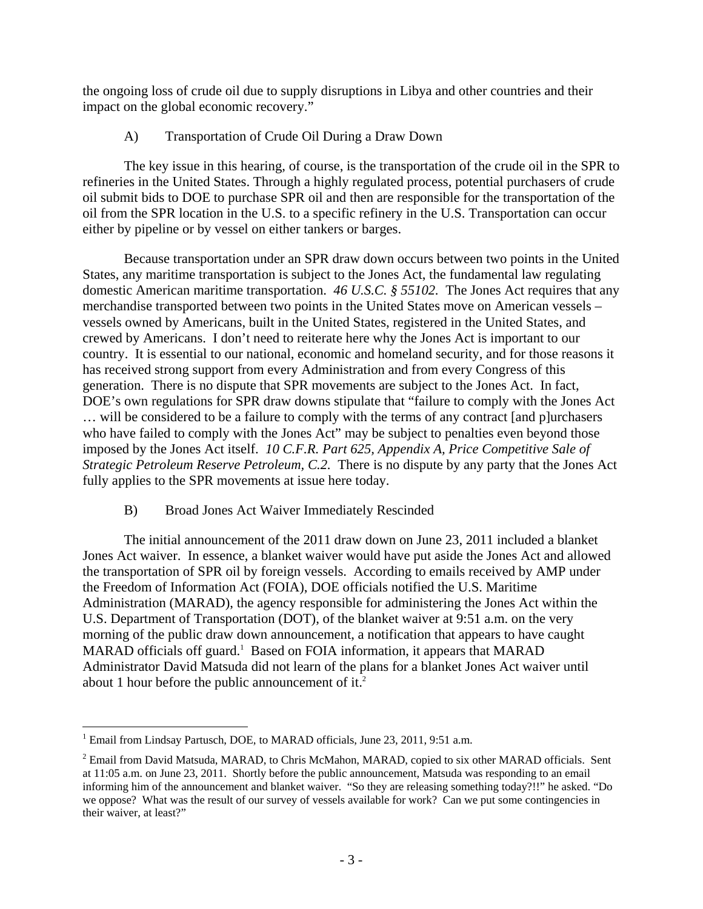the ongoing loss of crude oil due to supply disruptions in Libya and other countries and their impact on the global economic recovery."

A) Transportation of Crude Oil During a Draw Down

The key issue in this hearing, of course, is the transportation of the crude oil in the SPR to refineries in the United States. Through a highly regulated process, potential purchasers of crude oil submit bids to DOE to purchase SPR oil and then are responsible for the transportation of the oil from the SPR location in the U.S. to a specific refinery in the U.S. Transportation can occur either by pipeline or by vessel on either tankers or barges.

Because transportation under an SPR draw down occurs between two points in the United States, any maritime transportation is subject to the Jones Act, the fundamental law regulating domestic American maritime transportation. *46 U.S.C. § 55102.* The Jones Act requires that any merchandise transported between two points in the United States move on American vessels – vessels owned by Americans, built in the United States, registered in the United States, and crewed by Americans. I don't need to reiterate here why the Jones Act is important to our country. It is essential to our national, economic and homeland security, and for those reasons it has received strong support from every Administration and from every Congress of this generation. There is no dispute that SPR movements are subject to the Jones Act. In fact, DOE's own regulations for SPR draw downs stipulate that "failure to comply with the Jones Act … will be considered to be a failure to comply with the terms of any contract [and p]urchasers who have failed to comply with the Jones Act" may be subject to penalties even beyond those imposed by the Jones Act itself. *10 C.F.R. Part 625, Appendix A, Price Competitive Sale of Strategic Petroleum Reserve Petroleum, C.2.* There is no dispute by any party that the Jones Act fully applies to the SPR movements at issue here today.

B) Broad Jones Act Waiver Immediately Rescinded

The initial announcement of the 2011 draw down on June 23, 2011 included a blanket Jones Act waiver. In essence, a blanket waiver would have put aside the Jones Act and allowed the transportation of SPR oil by foreign vessels. According to emails received by AMP under the Freedom of Information Act (FOIA), DOE officials notified the U.S. Maritime Administration (MARAD), the agency responsible for administering the Jones Act within the U.S. Department of Transportation (DOT), of the blanket waiver at 9:51 a.m. on the very morning of the public draw down announcement, a notification that appears to have caught MARAD officials off guard.[1] Based on FOIA information, it appears that MARAD Administrator David Matsuda did not learn of the plans for a blanket Jones Act waiver until about 1 hour before the public announcement of it.[2]

---

[1] Email from Lindsay Partusch, DOE, to MARAD officials, June 23, 2011, 9:51 a.m.

[2] Email from David Matsuda, MARAD, to Chris McMahon, MARAD, copied to six other MARAD officials. Sent at 11:05 a.m. on June 23, 2011. Shortly before the public announcement, Matsuda was responding to an email informing him of the announcement and blanket waiver. "So they are releasing something today?!!" he asked. "Do we oppose? What was the result of our survey of vessels available for work? Can we put some contingencies in their waiver, at least?"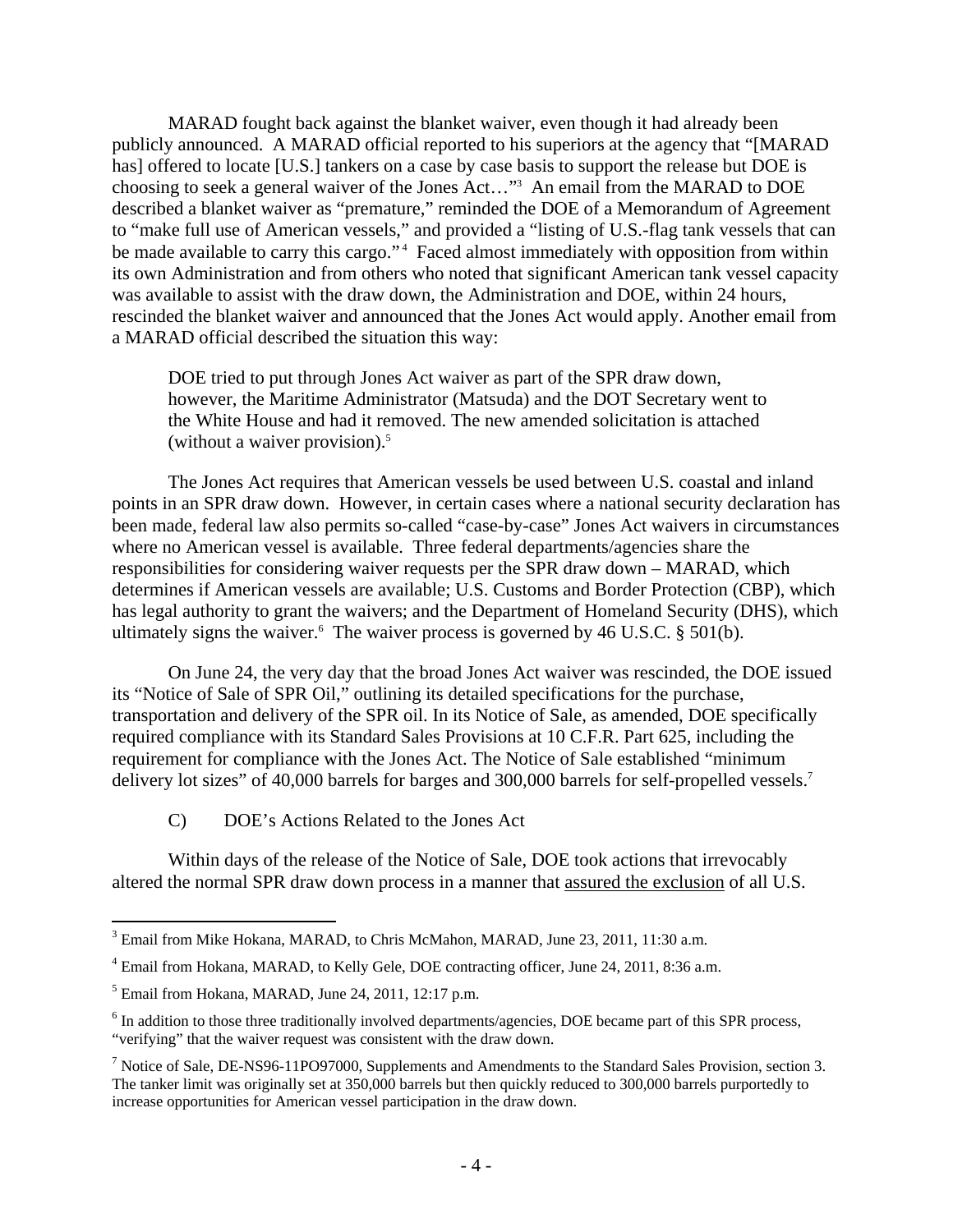MARAD fought back against the blanket waiver, even though it had already been publicly announced. A MARAD official reported to his superiors at the agency that "[MARAD has] offered to locate [U.S.] tankers on a case by case basis to support the release but DOE is choosing to seek a general waiver of the Jones Act…"[3] An email from the MARAD to DOE described a blanket waiver as "premature," reminded the DOE of a Memorandum of Agreement to "make full use of American vessels," and provided a "listing of U.S.-flag tank vessels that can be made available to carry this cargo."[4] Faced almost immediately with opposition from within its own Administration and from others who noted that significant American tank vessel capacity was available to assist with the draw down, the Administration and DOE, within 24 hours, rescinded the blanket waiver and announced that the Jones Act would apply. Another email from a MARAD official described the situation this way:

> DOE tried to put through Jones Act waiver as part of the SPR draw down, however, the Maritime Administrator (Matsuda) and the DOT Secretary went to the White House and had it removed. The new amended solicitation is attached (without a waiver provision).[5]

The Jones Act requires that American vessels be used between U.S. coastal and inland points in an SPR draw down. However, in certain cases where a national security declaration has been made, federal law also permits so-called "case-by-case" Jones Act waivers in circumstances where no American vessel is available. Three federal departments/agencies share the responsibilities for considering waiver requests per the SPR draw down – MARAD, which determines if American vessels are available; U.S. Customs and Border Protection (CBP), which has legal authority to grant the waivers; and the Department of Homeland Security (DHS), which ultimately signs the waiver.[6] The waiver process is governed by 46 U.S.C. § 501(b).

On June 24, the very day that the broad Jones Act waiver was rescinded, the DOE issued its "Notice of Sale of SPR Oil," outlining its detailed specifications for the purchase, transportation and delivery of the SPR oil. In its Notice of Sale, as amended, DOE specifically required compliance with its Standard Sales Provisions at 10 C.F.R. Part 625, including the requirement for compliance with the Jones Act. The Notice of Sale established "minimum delivery lot sizes" of 40,000 barrels for barges and 300,000 barrels for self-propelled vessels.[7]

### C) DOE's Actions Related to the Jones Act

Within days of the release of the Notice of Sale, DOE took actions that irrevocably altered the normal SPR draw down process in a manner that assured the exclusion of all U.S.

---

[3] Email from Mike Hokana, MARAD, to Chris McMahon, MARAD, June 23, 2011, 11:30 a.m.

[4] Email from Hokana, MARAD, to Kelly Gele, DOE contracting officer, June 24, 2011, 8:36 a.m.

[5] Email from Hokana, MARAD, June 24, 2011, 12:17 p.m.

[6] In addition to those three traditionally involved departments/agencies, DOE became part of this SPR process, "verifying" that the waiver request was consistent with the draw down.

[7] Notice of Sale, DE-NS96-11PO97000, Supplements and Amendments to the Standard Sales Provision, section 3. The tanker limit was originally set at 350,000 barrels but then quickly reduced to 300,000 barrels purportedly to increase opportunities for American vessel participation in the draw down.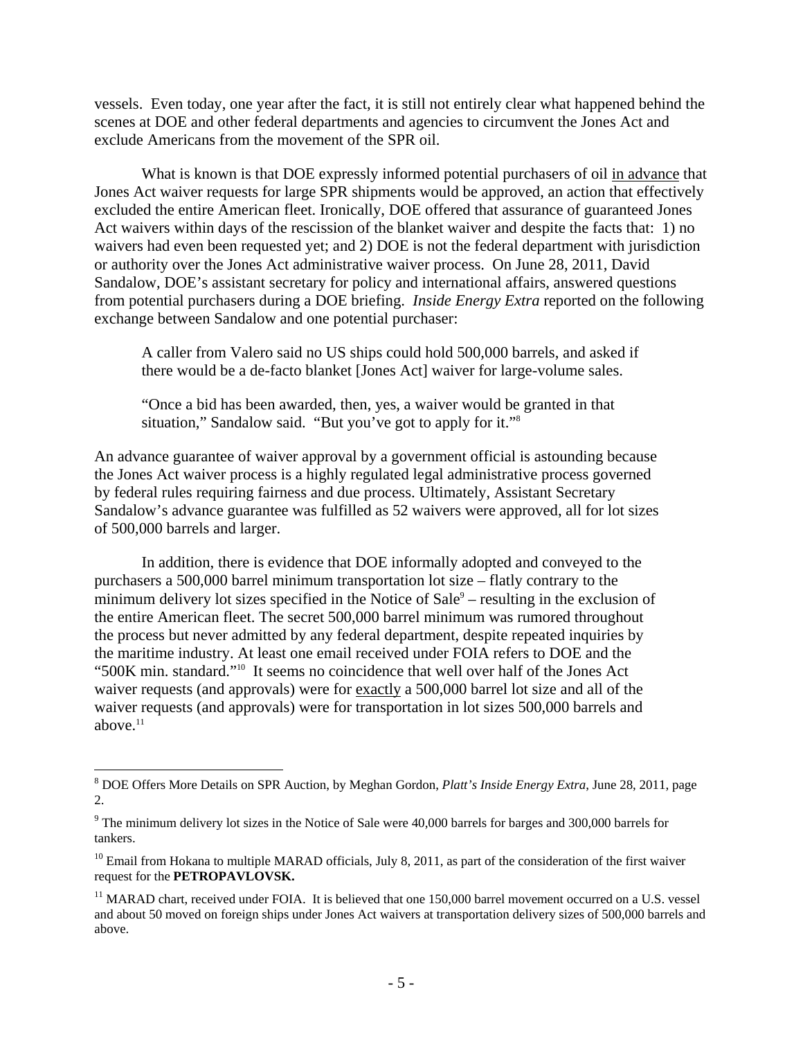vessels. Even today, one year after the fact, it is still not entirely clear what happened behind the scenes at DOE and other federal departments and agencies to circumvent the Jones Act and exclude Americans from the movement of the SPR oil.

What is known is that DOE expressly informed potential purchasers of oil <u>in advance</u> that Jones Act waiver requests for large SPR shipments would be approved, an action that effectively excluded the entire American fleet. Ironically, DOE offered that assurance of guaranteed Jones Act waivers within days of the rescission of the blanket waiver and despite the facts that: 1) no waivers had even been requested yet; and 2) DOE is not the federal department with jurisdiction or authority over the Jones Act administrative waiver process. On June 28, 2011, David Sandalow, DOE's assistant secretary for policy and international affairs, answered questions from potential purchasers during a DOE briefing. *Inside Energy Extra* reported on the following exchange between Sandalow and one potential purchaser:

> A caller from Valero said no US ships could hold 500,000 barrels, and asked if there would be a de-facto blanket [Jones Act] waiver for large-volume sales.
>
> "Once a bid has been awarded, then, yes, a waiver would be granted in that situation," Sandalow said. "But you've got to apply for it."[8]

An advance guarantee of waiver approval by a government official is astounding because the Jones Act waiver process is a highly regulated legal administrative process governed by federal rules requiring fairness and due process. Ultimately, Assistant Secretary Sandalow's advance guarantee was fulfilled as 52 waivers were approved, all for lot sizes of 500,000 barrels and larger.

In addition, there is evidence that DOE informally adopted and conveyed to the purchasers a 500,000 barrel minimum transportation lot size – flatly contrary to the minimum delivery lot sizes specified in the Notice of Sale[9] – resulting in the exclusion of the entire American fleet. The secret 500,000 barrel minimum was rumored throughout the process but never admitted by any federal department, despite repeated inquiries by the maritime industry. At least one email received under FOIA refers to DOE and the "500K min. standard."[10] It seems no coincidence that well over half of the Jones Act waiver requests (and approvals) were for <u>exactly</u> a 500,000 barrel lot size and all of the waiver requests (and approvals) were for transportation in lot sizes 500,000 barrels and above.[11]

---

[8] DOE Offers More Details on SPR Auction, by Meghan Gordon, *Platt's Inside Energy Extra*, June 28, 2011, page 2.

[9] The minimum delivery lot sizes in the Notice of Sale were 40,000 barrels for barges and 300,000 barrels for tankers.

[10] Email from Hokana to multiple MARAD officials, July 8, 2011, as part of the consideration of the first waiver request for the **PETROPAVLOVSK.**

[11] MARAD chart, received under FOIA. It is believed that one 150,000 barrel movement occurred on a U.S. vessel and about 50 moved on foreign ships under Jones Act waivers at transportation delivery sizes of 500,000 barrels and above.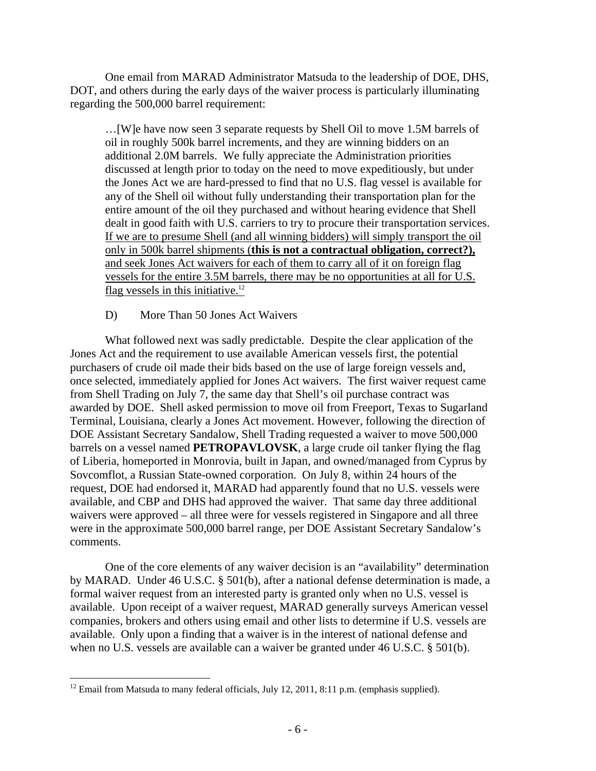One email from MARAD Administrator Matsuda to the leadership of DOE, DHS, DOT, and others during the early days of the waiver process is particularly illuminating regarding the 500,000 barrel requirement:

> …[W]e have now seen 3 separate requests by Shell Oil to move 1.5M barrels of oil in roughly 500k barrel increments, and they are winning bidders on an additional 2.0M barrels. We fully appreciate the Administration priorities discussed at length prior to today on the need to move expeditiously, but under the Jones Act we are hard-pressed to find that no U.S. flag vessel is available for any of the Shell oil without fully understanding their transportation plan for the entire amount of the oil they purchased and without hearing evidence that Shell dealt in good faith with U.S. carriers to try to procure their transportation services. <u>If we are to presume Shell (and all winning bidders) will simply transport the oil only in 500k barrel shipments (**this is not a contractual obligation, correct?),** and seek Jones Act waivers for each of them to carry all of it on foreign flag vessels for the entire 3.5M barrels, there may be no opportunities at all for U.S. flag vessels in this initiative.</u>[12]

D) More Than 50 Jones Act Waivers

What followed next was sadly predictable. Despite the clear application of the Jones Act and the requirement to use available American vessels first, the potential purchasers of crude oil made their bids based on the use of large foreign vessels and, once selected, immediately applied for Jones Act waivers. The first waiver request came from Shell Trading on July 7, the same day that Shell's oil purchase contract was awarded by DOE. Shell asked permission to move oil from Freeport, Texas to Sugarland Terminal, Louisiana, clearly a Jones Act movement. However, following the direction of DOE Assistant Secretary Sandalow, Shell Trading requested a waiver to move 500,000 barrels on a vessel named **PETROPAVLOVSK**, a large crude oil tanker flying the flag of Liberia, homeported in Monrovia, built in Japan, and owned/managed from Cyprus by Sovcomflot, a Russian State-owned corporation. On July 8, within 24 hours of the request, DOE had endorsed it, MARAD had apparently found that no U.S. vessels were available, and CBP and DHS had approved the waiver. That same day three additional waivers were approved – all three were for vessels registered in Singapore and all three were in the approximate 500,000 barrel range, per DOE Assistant Secretary Sandalow's comments.

One of the core elements of any waiver decision is an "availability" determination by MARAD. Under 46 U.S.C. § 501(b), after a national defense determination is made, a formal waiver request from an interested party is granted only when no U.S. vessel is available. Upon receipt of a waiver request, MARAD generally surveys American vessel companies, brokers and others using email and other lists to determine if U.S. vessels are available. Only upon a finding that a waiver is in the interest of national defense and when no U.S. vessels are available can a waiver be granted under 46 U.S.C. § 501(b).

[12] Email from Matsuda to many federal officials, July 12, 2011, 8:11 p.m. (emphasis supplied).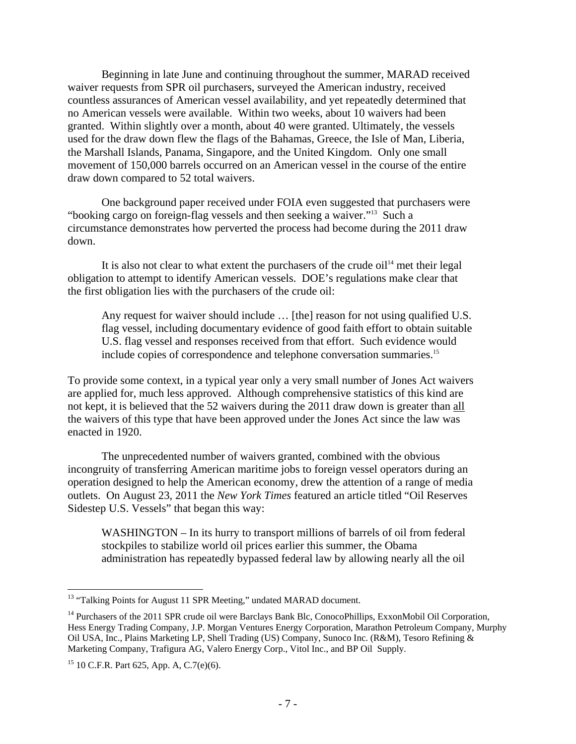Beginning in late June and continuing throughout the summer, MARAD received waiver requests from SPR oil purchasers, surveyed the American industry, received countless assurances of American vessel availability, and yet repeatedly determined that no American vessels were available. Within two weeks, about 10 waivers had been granted. Within slightly over a month, about 40 were granted. Ultimately, the vessels used for the draw down flew the flags of the Bahamas, Greece, the Isle of Man, Liberia, the Marshall Islands, Panama, Singapore, and the United Kingdom. Only one small movement of 150,000 barrels occurred on an American vessel in the course of the entire draw down compared to 52 total waivers.

One background paper received under FOIA even suggested that purchasers were "booking cargo on foreign-flag vessels and then seeking a waiver."[13] Such a circumstance demonstrates how perverted the process had become during the 2011 draw down.

It is also not clear to what extent the purchasers of the crude oil[14] met their legal obligation to attempt to identify American vessels. DOE's regulations make clear that the first obligation lies with the purchasers of the crude oil:

> Any request for waiver should include … [the] reason for not using qualified U.S. flag vessel, including documentary evidence of good faith effort to obtain suitable U.S. flag vessel and responses received from that effort. Such evidence would include copies of correspondence and telephone conversation summaries.[15]

To provide some context, in a typical year only a very small number of Jones Act waivers are applied for, much less approved. Although comprehensive statistics of this kind are not kept, it is believed that the 52 waivers during the 2011 draw down is greater than <u>all</u> the waivers of this type that have been approved under the Jones Act since the law was enacted in 1920.

The unprecedented number of waivers granted, combined with the obvious incongruity of transferring American maritime jobs to foreign vessel operators during an operation designed to help the American economy, drew the attention of a range of media outlets. On August 23, 2011 the *New York Times* featured an article titled "Oil Reserves Sidestep U.S. Vessels" that began this way:

> WASHINGTON – In its hurry to transport millions of barrels of oil from federal stockpiles to stabilize world oil prices earlier this summer, the Obama administration has repeatedly bypassed federal law by allowing nearly all the oil

---

[13] "Talking Points for August 11 SPR Meeting," undated MARAD document.

[14] Purchasers of the 2011 SPR crude oil were Barclays Bank Blc, ConocoPhillips, ExxonMobil Oil Corporation, Hess Energy Trading Company, J.P. Morgan Ventures Energy Corporation, Marathon Petroleum Company, Murphy Oil USA, Inc., Plains Marketing LP, Shell Trading (US) Company, Sunoco Inc. (R&M), Tesoro Refining & Marketing Company, Trafigura AG, Valero Energy Corp., Vitol Inc., and BP Oil Supply.

[15] 10 C.F.R. Part 625, App. A, C.7(e)(6).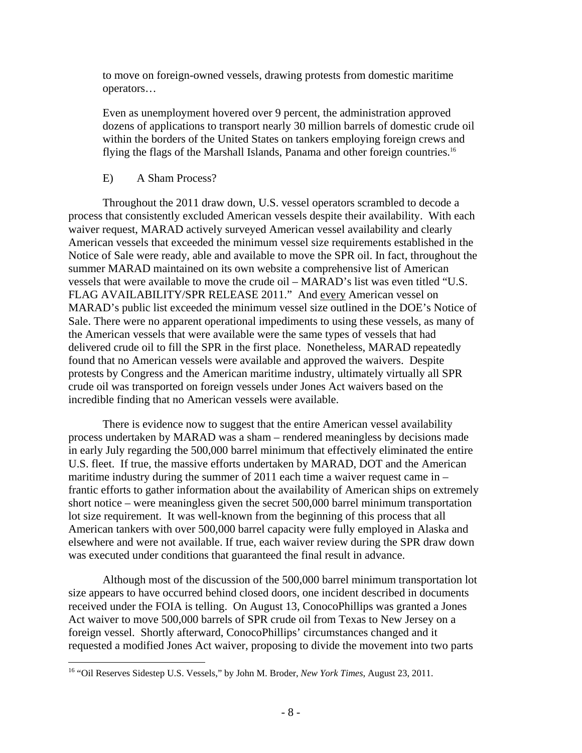> to move on foreign-owned vessels, drawing protests from domestic maritime operators…
>
> Even as unemployment hovered over 9 percent, the administration approved dozens of applications to transport nearly 30 million barrels of domestic crude oil within the borders of the United States on tankers employing foreign crews and flying the flags of the Marshall Islands, Panama and other foreign countries.[16]

### E) A Sham Process?

Throughout the 2011 draw down, U.S. vessel operators scrambled to decode a process that consistently excluded American vessels despite their availability. With each waiver request, MARAD actively surveyed American vessel availability and clearly American vessels that exceeded the minimum vessel size requirements established in the Notice of Sale were ready, able and available to move the SPR oil. In fact, throughout the summer MARAD maintained on its own website a comprehensive list of American vessels that were available to move the crude oil – MARAD's list was even titled "U.S. FLAG AVAILABILITY/SPR RELEASE 2011." And <u>every</u> American vessel on MARAD's public list exceeded the minimum vessel size outlined in the DOE's Notice of Sale. There were no apparent operational impediments to using these vessels, as many of the American vessels that were available were the same types of vessels that had delivered crude oil to fill the SPR in the first place. Nonetheless, MARAD repeatedly found that no American vessels were available and approved the waivers. Despite protests by Congress and the American maritime industry, ultimately virtually all SPR crude oil was transported on foreign vessels under Jones Act waivers based on the incredible finding that no American vessels were available.

There is evidence now to suggest that the entire American vessel availability process undertaken by MARAD was a sham – rendered meaningless by decisions made in early July regarding the 500,000 barrel minimum that effectively eliminated the entire U.S. fleet. If true, the massive efforts undertaken by MARAD, DOT and the American maritime industry during the summer of 2011 each time a waiver request came in – frantic efforts to gather information about the availability of American ships on extremely short notice – were meaningless given the secret 500,000 barrel minimum transportation lot size requirement. It was well-known from the beginning of this process that all American tankers with over 500,000 barrel capacity were fully employed in Alaska and elsewhere and were not available. If true, each waiver review during the SPR draw down was executed under conditions that guaranteed the final result in advance.

Although most of the discussion of the 500,000 barrel minimum transportation lot size appears to have occurred behind closed doors, one incident described in documents received under the FOIA is telling. On August 13, ConocoPhillips was granted a Jones Act waiver to move 500,000 barrels of SPR crude oil from Texas to New Jersey on a foreign vessel. Shortly afterward, ConocoPhillips' circumstances changed and it requested a modified Jones Act waiver, proposing to divide the movement into two parts

---

[16] "Oil Reserves Sidestep U.S. Vessels," by John M. Broder, *New York Times*, August 23, 2011.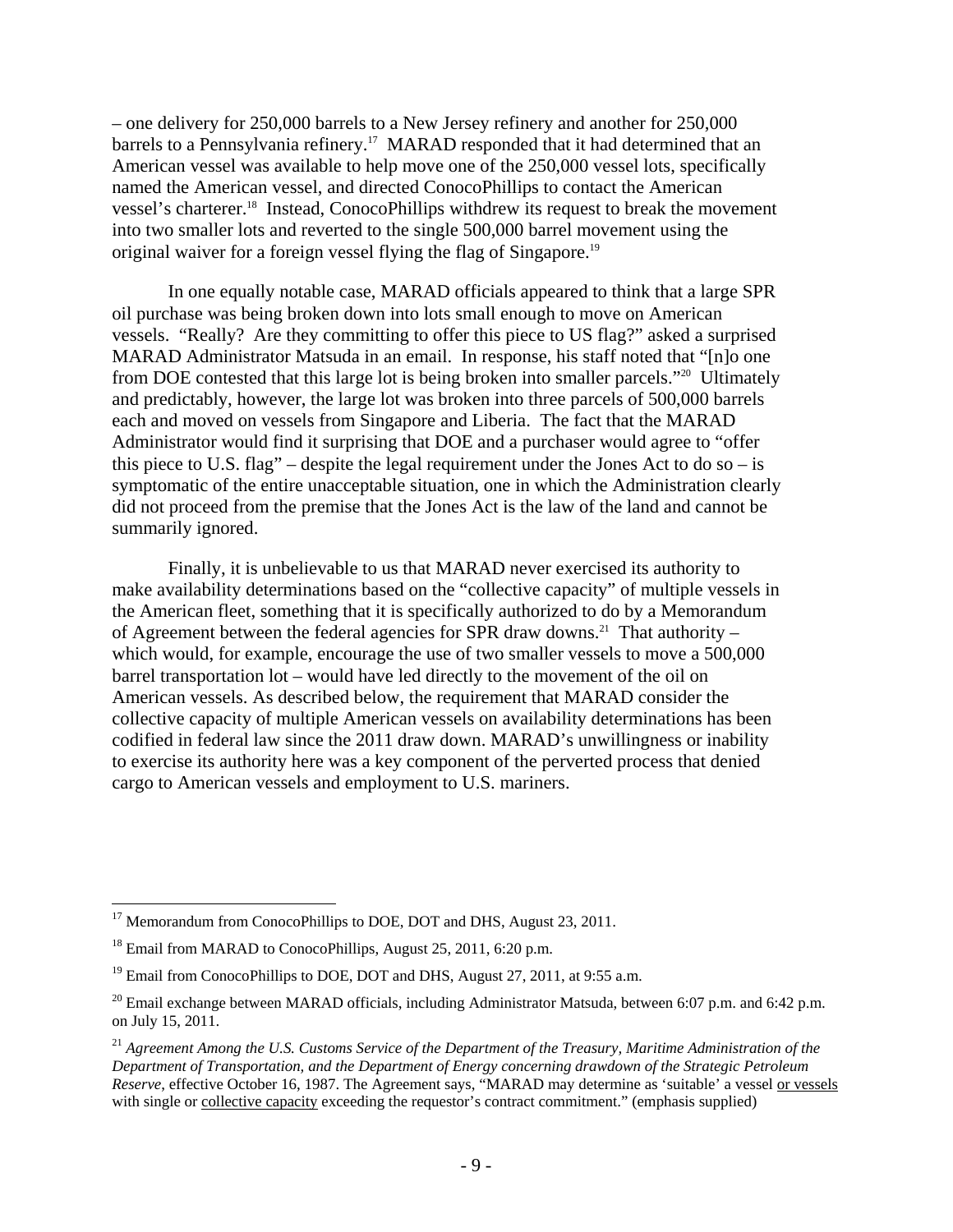– one delivery for 250,000 barrels to a New Jersey refinery and another for 250,000 barrels to a Pennsylvania refinery.[17] MARAD responded that it had determined that an American vessel was available to help move one of the 250,000 vessel lots, specifically named the American vessel, and directed ConocoPhillips to contact the American vessel's charterer.[18] Instead, ConocoPhillips withdrew its request to break the movement into two smaller lots and reverted to the single 500,000 barrel movement using the original waiver for a foreign vessel flying the flag of Singapore.[19]

In one equally notable case, MARAD officials appeared to think that a large SPR oil purchase was being broken down into lots small enough to move on American vessels. "Really? Are they committing to offer this piece to US flag?" asked a surprised MARAD Administrator Matsuda in an email. In response, his staff noted that "[n]o one from DOE contested that this large lot is being broken into smaller parcels."[20] Ultimately and predictably, however, the large lot was broken into three parcels of 500,000 barrels each and moved on vessels from Singapore and Liberia. The fact that the MARAD Administrator would find it surprising that DOE and a purchaser would agree to "offer this piece to U.S. flag" – despite the legal requirement under the Jones Act to do so – is symptomatic of the entire unacceptable situation, one in which the Administration clearly did not proceed from the premise that the Jones Act is the law of the land and cannot be summarily ignored.

Finally, it is unbelievable to us that MARAD never exercised its authority to make availability determinations based on the "collective capacity" of multiple vessels in the American fleet, something that it is specifically authorized to do by a Memorandum of Agreement between the federal agencies for SPR draw downs.[21] That authority – which would, for example, encourage the use of two smaller vessels to move a 500,000 barrel transportation lot – would have led directly to the movement of the oil on American vessels. As described below, the requirement that MARAD consider the collective capacity of multiple American vessels on availability determinations has been codified in federal law since the 2011 draw down. MARAD's unwillingness or inability to exercise its authority here was a key component of the perverted process that denied cargo to American vessels and employment to U.S. mariners.

---

[17] Memorandum from ConocoPhillips to DOE, DOT and DHS, August 23, 2011.

[18] Email from MARAD to ConocoPhillips, August 25, 2011, 6:20 p.m.

[19] Email from ConocoPhillips to DOE, DOT and DHS, August 27, 2011, at 9:55 a.m.

[20] Email exchange between MARAD officials, including Administrator Matsuda, between 6:07 p.m. and 6:42 p.m. on July 15, 2011.

[21] *Agreement Among the U.S. Customs Service of the Department of the Treasury, Maritime Administration of the Department of Transportation, and the Department of Energy concerning drawdown of the Strategic Petroleum Reserve*, effective October 16, 1987. The Agreement says, "MARAD may determine as 'suitable' a vessel <u>or vessels</u> with single or <u>collective capacity</u> exceeding the requestor's contract commitment." (emphasis supplied)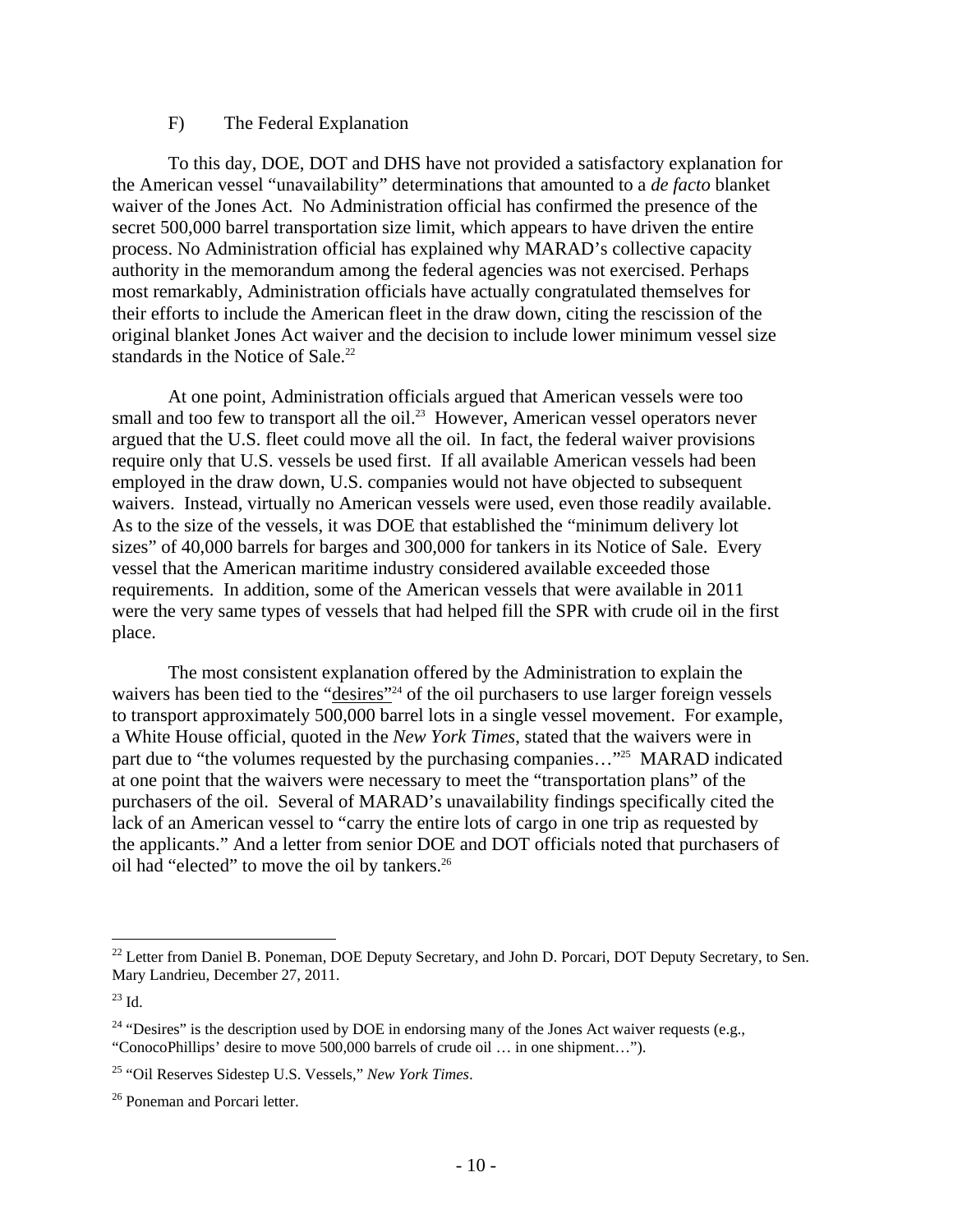### F) The Federal Explanation

To this day, DOE, DOT and DHS have not provided a satisfactory explanation for the American vessel "unavailability" determinations that amounted to a *de facto* blanket waiver of the Jones Act. No Administration official has confirmed the presence of the secret 500,000 barrel transportation size limit, which appears to have driven the entire process. No Administration official has explained why MARAD's collective capacity authority in the memorandum among the federal agencies was not exercised. Perhaps most remarkably, Administration officials have actually congratulated themselves for their efforts to include the American fleet in the draw down, citing the rescission of the original blanket Jones Act waiver and the decision to include lower minimum vessel size standards in the Notice of Sale.[22]

At one point, Administration officials argued that American vessels were too small and too few to transport all the oil.[23] However, American vessel operators never argued that the U.S. fleet could move all the oil. In fact, the federal waiver provisions require only that U.S. vessels be used first. If all available American vessels had been employed in the draw down, U.S. companies would not have objected to subsequent waivers. Instead, virtually no American vessels were used, even those readily available. As to the size of the vessels, it was DOE that established the "minimum delivery lot sizes" of 40,000 barrels for barges and 300,000 for tankers in its Notice of Sale. Every vessel that the American maritime industry considered available exceeded those requirements. In addition, some of the American vessels that were available in 2011 were the very same types of vessels that had helped fill the SPR with crude oil in the first place.

The most consistent explanation offered by the Administration to explain the waivers has been tied to the "desires"[24] of the oil purchasers to use larger foreign vessels to transport approximately 500,000 barrel lots in a single vessel movement. For example, a White House official, quoted in the *New York Times*, stated that the waivers were in part due to "the volumes requested by the purchasing companies…"[25] MARAD indicated at one point that the waivers were necessary to meet the "transportation plans" of the purchasers of the oil. Several of MARAD's unavailability findings specifically cited the lack of an American vessel to "carry the entire lots of cargo in one trip as requested by the applicants." And a letter from senior DOE and DOT officials noted that purchasers of oil had "elected" to move the oil by tankers.[26]

---

[22] Letter from Daniel B. Poneman, DOE Deputy Secretary, and John D. Porcari, DOT Deputy Secretary, to Sen. Mary Landrieu, December 27, 2011.

[23] Id.

[24] "Desires" is the description used by DOE in endorsing many of the Jones Act waiver requests (e.g., "ConocoPhillips' desire to move 500,000 barrels of crude oil … in one shipment…").

[25] "Oil Reserves Sidestep U.S. Vessels," *New York Times*.

[26] Poneman and Porcari letter.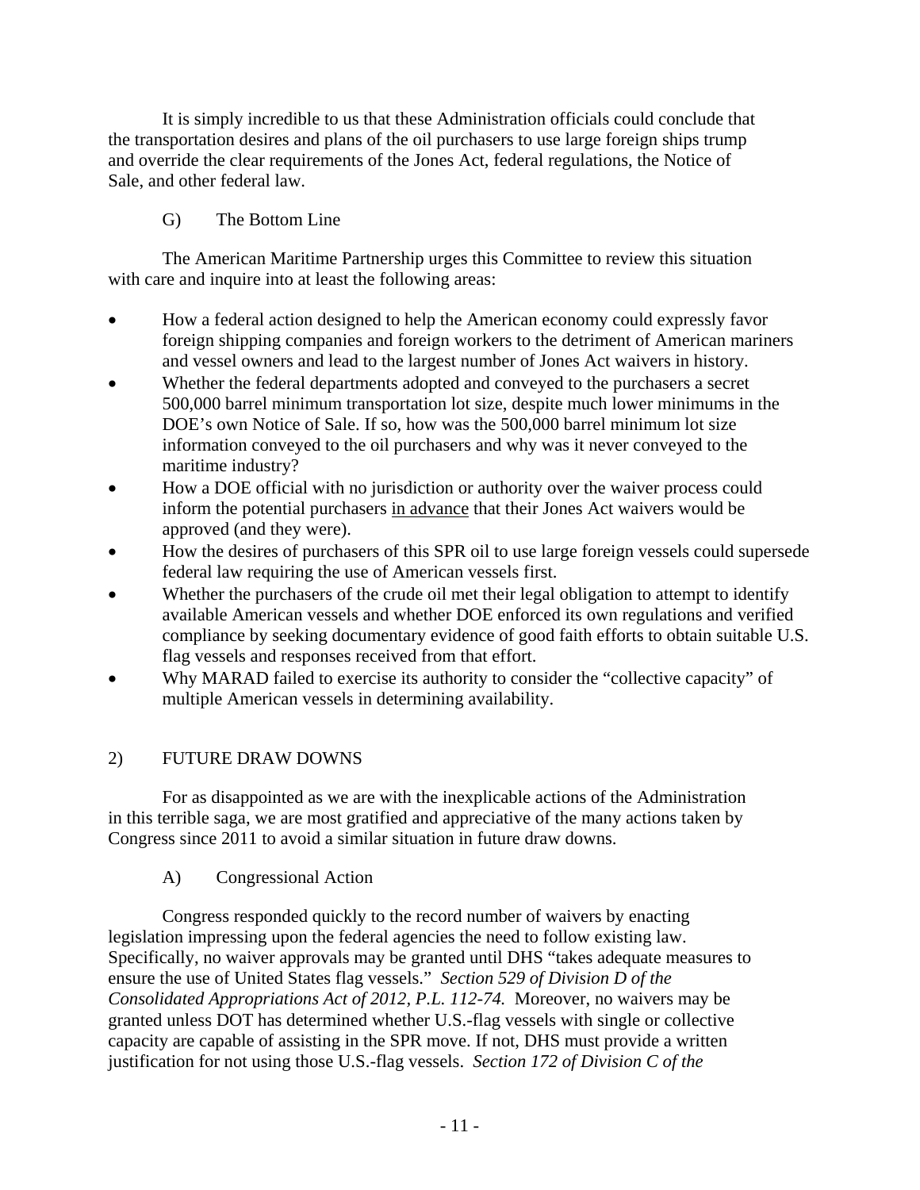It is simply incredible to us that these Administration officials could conclude that the transportation desires and plans of the oil purchasers to use large foreign ships trump and override the clear requirements of the Jones Act, federal regulations, the Notice of Sale, and other federal law.

### G) The Bottom Line

The American Maritime Partnership urges this Committee to review this situation with care and inquire into at least the following areas:

- How a federal action designed to help the American economy could expressly favor foreign shipping companies and foreign workers to the detriment of American mariners and vessel owners and lead to the largest number of Jones Act waivers in history.
- Whether the federal departments adopted and conveyed to the purchasers a secret 500,000 barrel minimum transportation lot size, despite much lower minimums in the DOE's own Notice of Sale. If so, how was the 500,000 barrel minimum lot size information conveyed to the oil purchasers and why was it never conveyed to the maritime industry?
- How a DOE official with no jurisdiction or authority over the waiver process could inform the potential purchasers <u>in advance</u> that their Jones Act waivers would be approved (and they were).
- How the desires of purchasers of this SPR oil to use large foreign vessels could supersede federal law requiring the use of American vessels first.
- Whether the purchasers of the crude oil met their legal obligation to attempt to identify available American vessels and whether DOE enforced its own regulations and verified compliance by seeking documentary evidence of good faith efforts to obtain suitable U.S. flag vessels and responses received from that effort.
- Why MARAD failed to exercise its authority to consider the "collective capacity" of multiple American vessels in determining availability.

## 2) FUTURE DRAW DOWNS

For as disappointed as we are with the inexplicable actions of the Administration in this terrible saga, we are most gratified and appreciative of the many actions taken by Congress since 2011 to avoid a similar situation in future draw downs.

### A) Congressional Action

Congress responded quickly to the record number of waivers by enacting legislation impressing upon the federal agencies the need to follow existing law. Specifically, no waiver approvals may be granted until DHS "takes adequate measures to ensure the use of United States flag vessels." *Section 529 of Division D of the Consolidated Appropriations Act of 2012, P.L. 112-74.* Moreover, no waivers may be granted unless DOT has determined whether U.S.-flag vessels with single or collective capacity are capable of assisting in the SPR move. If not, DHS must provide a written justification for not using those U.S.-flag vessels. *Section 172 of Division C of the*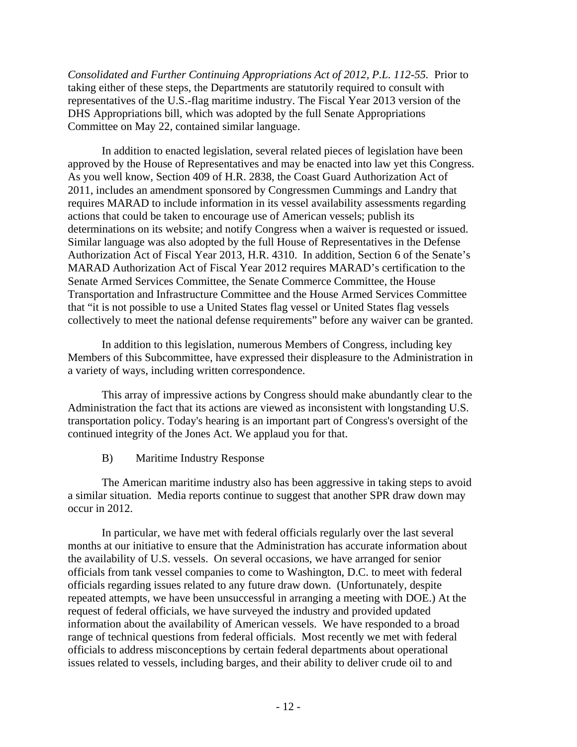*Consolidated and Further Continuing Appropriations Act of 2012, P.L. 112-55.* Prior to taking either of these steps, the Departments are statutorily required to consult with representatives of the U.S.-flag maritime industry. The Fiscal Year 2013 version of the DHS Appropriations bill, which was adopted by the full Senate Appropriations Committee on May 22, contained similar language.

In addition to enacted legislation, several related pieces of legislation have been approved by the House of Representatives and may be enacted into law yet this Congress. As you well know, Section 409 of H.R. 2838, the Coast Guard Authorization Act of 2011, includes an amendment sponsored by Congressmen Cummings and Landry that requires MARAD to include information in its vessel availability assessments regarding actions that could be taken to encourage use of American vessels; publish its determinations on its website; and notify Congress when a waiver is requested or issued. Similar language was also adopted by the full House of Representatives in the Defense Authorization Act of Fiscal Year 2013, H.R. 4310. In addition, Section 6 of the Senate's MARAD Authorization Act of Fiscal Year 2012 requires MARAD's certification to the Senate Armed Services Committee, the Senate Commerce Committee, the House Transportation and Infrastructure Committee and the House Armed Services Committee that "it is not possible to use a United States flag vessel or United States flag vessels collectively to meet the national defense requirements" before any waiver can be granted.

In addition to this legislation, numerous Members of Congress, including key Members of this Subcommittee, have expressed their displeasure to the Administration in a variety of ways, including written correspondence.

This array of impressive actions by Congress should make abundantly clear to the Administration the fact that its actions are viewed as inconsistent with longstanding U.S. transportation policy. Today's hearing is an important part of Congress's oversight of the continued integrity of the Jones Act. We applaud you for that.

B) Maritime Industry Response

The American maritime industry also has been aggressive in taking steps to avoid a similar situation. Media reports continue to suggest that another SPR draw down may occur in 2012.

In particular, we have met with federal officials regularly over the last several months at our initiative to ensure that the Administration has accurate information about the availability of U.S. vessels. On several occasions, we have arranged for senior officials from tank vessel companies to come to Washington, D.C. to meet with federal officials regarding issues related to any future draw down. (Unfortunately, despite repeated attempts, we have been unsuccessful in arranging a meeting with DOE.) At the request of federal officials, we have surveyed the industry and provided updated information about the availability of American vessels. We have responded to a broad range of technical questions from federal officials. Most recently we met with federal officials to address misconceptions by certain federal departments about operational issues related to vessels, including barges, and their ability to deliver crude oil to and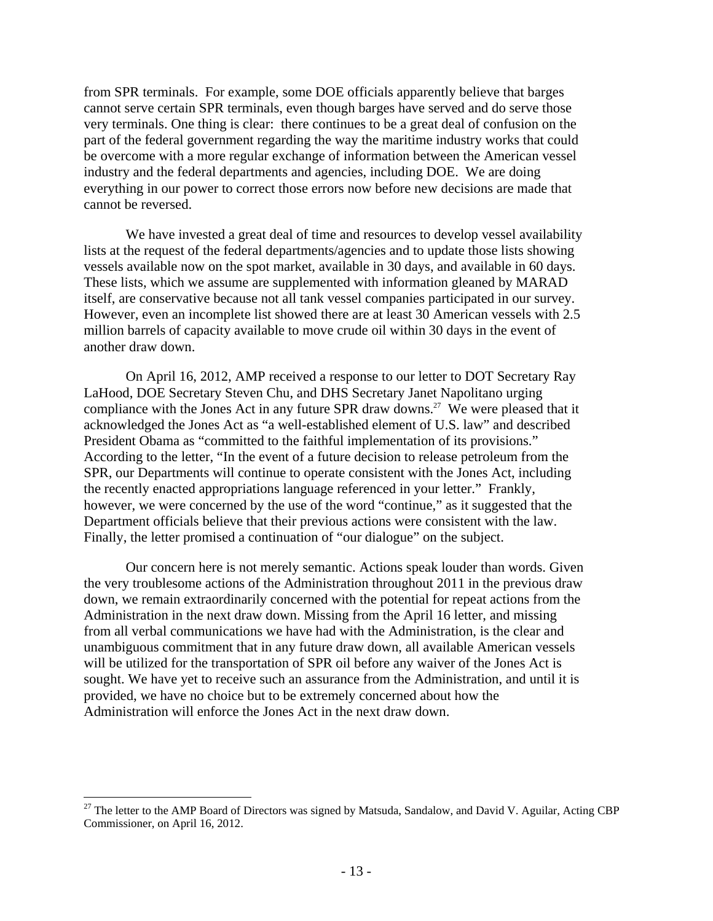from SPR terminals. For example, some DOE officials apparently believe that barges cannot serve certain SPR terminals, even though barges have served and do serve those very terminals. One thing is clear: there continues to be a great deal of confusion on the part of the federal government regarding the way the maritime industry works that could be overcome with a more regular exchange of information between the American vessel industry and the federal departments and agencies, including DOE. We are doing everything in our power to correct those errors now before new decisions are made that cannot be reversed.

We have invested a great deal of time and resources to develop vessel availability lists at the request of the federal departments/agencies and to update those lists showing vessels available now on the spot market, available in 30 days, and available in 60 days. These lists, which we assume are supplemented with information gleaned by MARAD itself, are conservative because not all tank vessel companies participated in our survey. However, even an incomplete list showed there are at least 30 American vessels with 2.5 million barrels of capacity available to move crude oil within 30 days in the event of another draw down.

On April 16, 2012, AMP received a response to our letter to DOT Secretary Ray LaHood, DOE Secretary Steven Chu, and DHS Secretary Janet Napolitano urging compliance with the Jones Act in any future SPR draw downs.[27] We were pleased that it acknowledged the Jones Act as "a well-established element of U.S. law" and described President Obama as "committed to the faithful implementation of its provisions." According to the letter, "In the event of a future decision to release petroleum from the SPR, our Departments will continue to operate consistent with the Jones Act, including the recently enacted appropriations language referenced in your letter." Frankly, however, we were concerned by the use of the word "continue," as it suggested that the Department officials believe that their previous actions were consistent with the law. Finally, the letter promised a continuation of "our dialogue" on the subject.

Our concern here is not merely semantic. Actions speak louder than words. Given the very troublesome actions of the Administration throughout 2011 in the previous draw down, we remain extraordinarily concerned with the potential for repeat actions from the Administration in the next draw down. Missing from the April 16 letter, and missing from all verbal communications we have had with the Administration, is the clear and unambiguous commitment that in any future draw down, all available American vessels will be utilized for the transportation of SPR oil before any waiver of the Jones Act is sought. We have yet to receive such an assurance from the Administration, and until it is provided, we have no choice but to be extremely concerned about how the Administration will enforce the Jones Act in the next draw down.

[27] The letter to the AMP Board of Directors was signed by Matsuda, Sandalow, and David V. Aguilar, Acting CBP Commissioner, on April 16, 2012.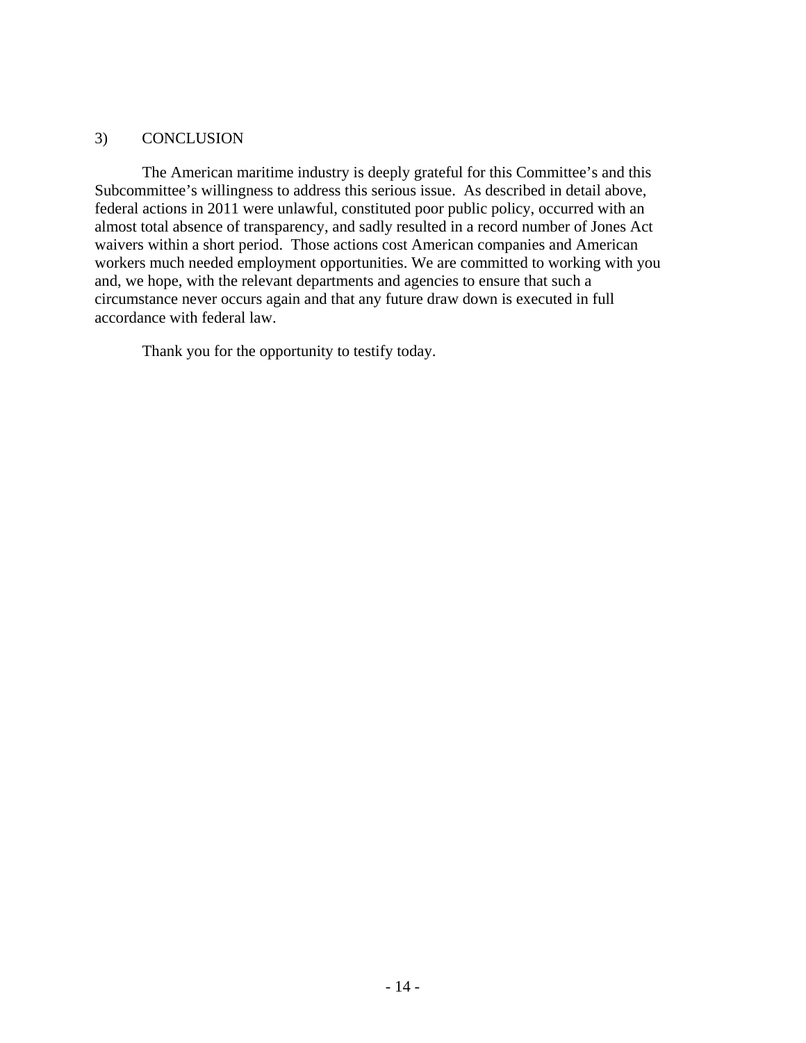## 3) CONCLUSION

The American maritime industry is deeply grateful for this Committee's and this Subcommittee's willingness to address this serious issue. As described in detail above, federal actions in 2011 were unlawful, constituted poor public policy, occurred with an almost total absence of transparency, and sadly resulted in a record number of Jones Act waivers within a short period. Those actions cost American companies and American workers much needed employment opportunities. We are committed to working with you and, we hope, with the relevant departments and agencies to ensure that such a circumstance never occurs again and that any future draw down is executed in full accordance with federal law.

Thank you for the opportunity to testify today.